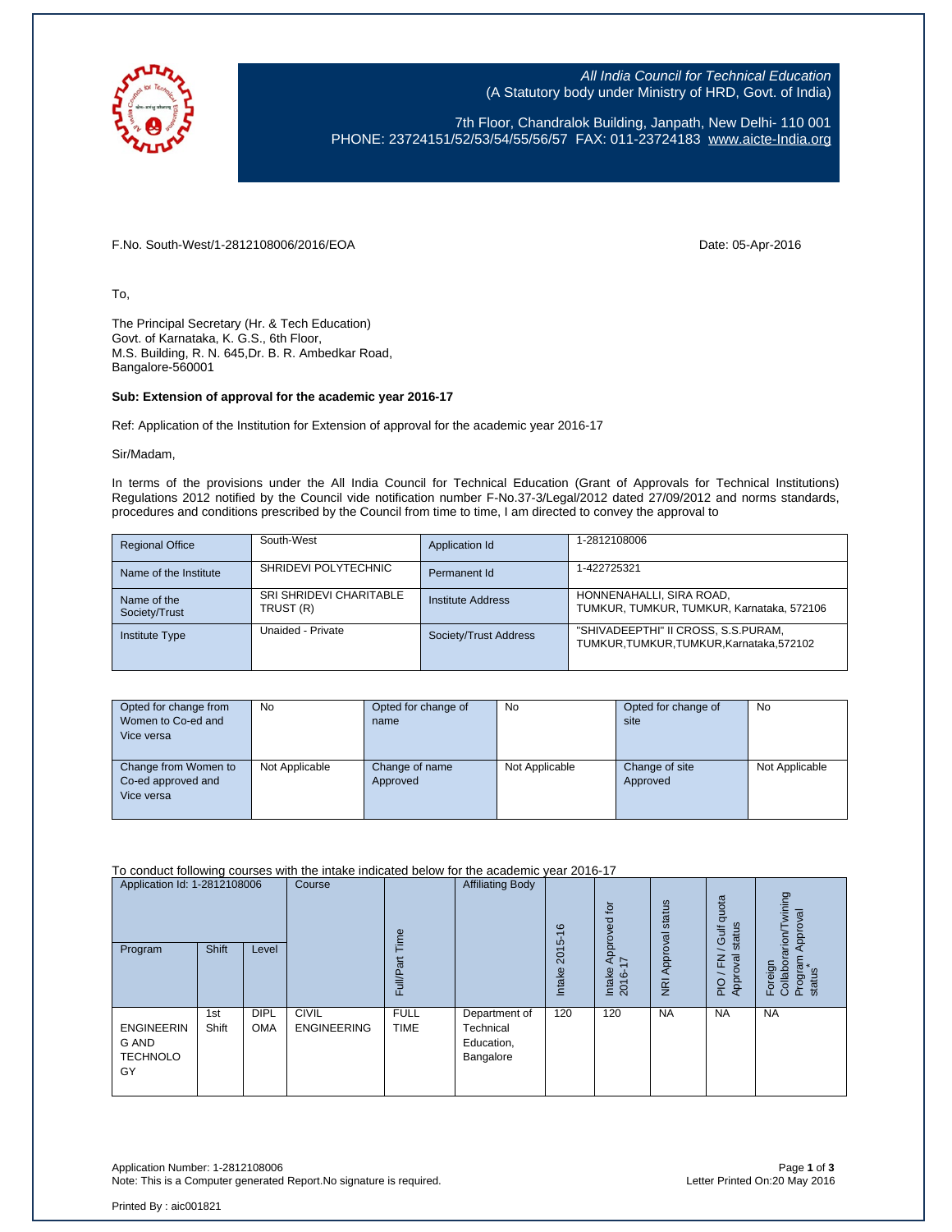All India Council for Technical Education
(A Statutory body under Ministry of HRD, Govt. of India)

7th Floor, Chandralok Building, Janpath, New Delhi- 110 001
PHONE: 23724151/52/53/54/55/56/57 FAX: 011-23724183 www.aicte-India.org

F.No. South-West/1-2812108006/2016/EOA Date: 05-Apr-2016

To,

The Principal Secretary (Hr. & Tech Education)
Govt. of Karnataka, K. G.S., 6th Floor,
M.S. Building, R. N. 645,Dr. B. R. Ambedkar Road,
Bangalore-560001

**Sub: Extension of approval for the academic year 2016-17**

Ref: Application of the Institution for Extension of approval for the academic year 2016-17

Sir/Madam,

In terms of the provisions under the All India Council for Technical Education (Grant of Approvals for Technical Institutions) Regulations 2012 notified by the Council vide notification number F-No.37-3/Legal/2012 dated 27/09/2012 and norms standards, procedures and conditions prescribed by the Council from time to time, I am directed to convey the approval to

| Regional Office | South-West | Application Id | 1-2812108006 |
|---|---|---|---|
| Name of the Institute | SHRIDEVI POLYTECHNIC | Permanent Id | 1-422725321 |
| Name of the Society/Trust | SRI SHRIDEVI CHARITABLE TRUST (R) | Institute Address | HONNENAHALLI, SIRA ROAD, TUMKUR, TUMKUR, TUMKUR, Karnataka, 572106 |
| Institute Type | Unaided - Private | Society/Trust Address | "SHIVADEEPTHI" II CROSS, S.S.PURAM, TUMKUR,TUMKUR,TUMKUR,Karnataka,572102 |

| Opted for change from Women to Co-ed and Vice versa | No | Opted for change of name | No | Opted for change of site | No |
|---|---|---|---|---|---|
| Change from Women to Co-ed approved and Vice versa | Not Applicable | Change of name Approved | Not Applicable | Change of site Approved | Not Applicable |

To conduct following courses with the intake indicated below for the academic year 2016-17

| Application Id: 1-2812108006 | | | Course | Full/Part Time | Affiliating Body | Intake 2015-16 | Intake Approved for 2016-17 | NRI Approval status | PIO / FN / Gulf quota Approval status | Foreign Collaborarion/Twining Program Approval status* |
|---|---|---|---|---|---|---|---|---|---|---|
| Program | Shift | Level | | | | | | | | |
| ENGINEERING AND TECHNOLOGY | 1st Shift | DIPLOMA | CIVIL ENGINEERING | FULL TIME | Department of Technical Education, Bangalore | 120 | 120 | NA | NA | NA |

Application Number: 1-2812108006
Note: This is a Computer generated Report.No signature is required.

Letter Printed On:20 May 2016

Printed By : aic001821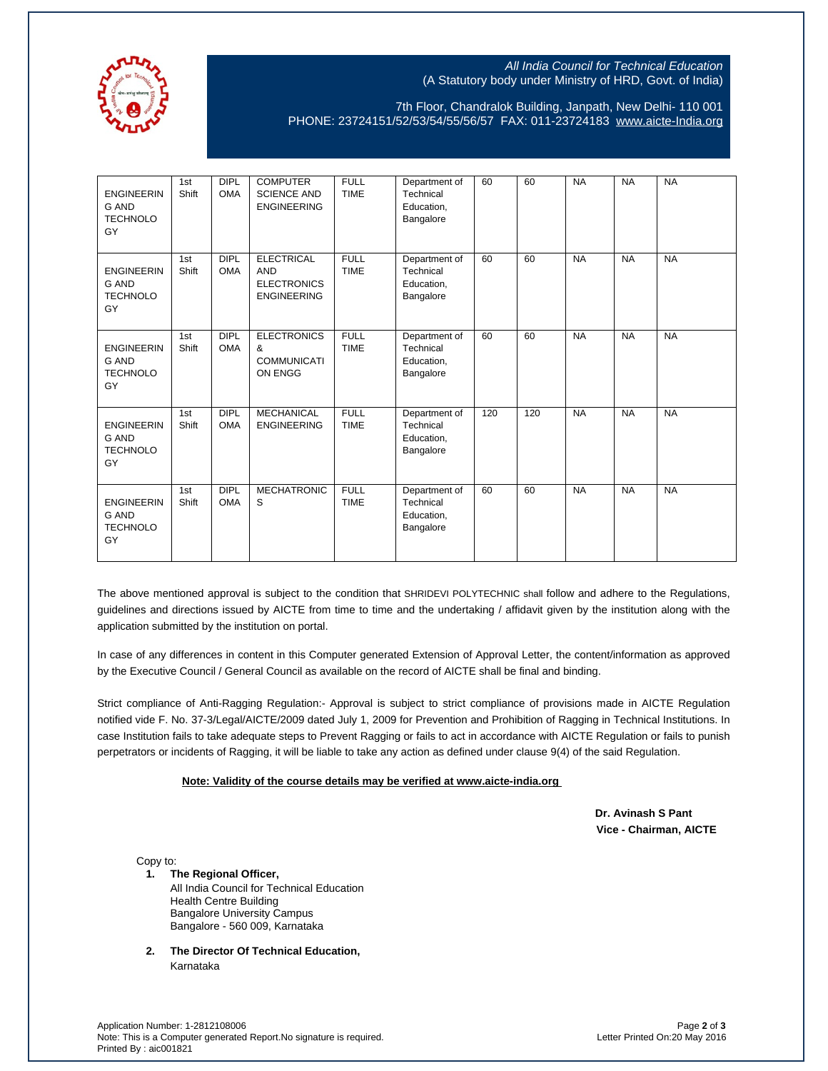All India Council for Technical Education
(A Statutory body under Ministry of HRD, Govt. of India)

7th Floor, Chandralok Building, Janpath, New Delhi- 110 001
PHONE: 23724151/52/53/54/55/56/57 FAX: 011-23724183 www.aicte-India.org

| | | | | | | | | | | |
|---|---|---|---|---|---|---|---|---|---|---|
| ENGINEERING AND TECHNOLOGY | 1st Shift | DIPLOMA | COMPUTER SCIENCE AND ENGINEERING | FULL TIME | Department of Technical Education, Bangalore | 60 | 60 | NA | NA | NA |
| ENGINEERING AND TECHNOLOGY | 1st Shift | DIPLOMA | ELECTRICAL AND ELECTRONICS ENGINEERING | FULL TIME | Department of Technical Education, Bangalore | 60 | 60 | NA | NA | NA |
| ENGINEERING AND TECHNOLOGY | 1st Shift | DIPLOMA | ELECTRONICS & COMMUNICATION ENGG | FULL TIME | Department of Technical Education, Bangalore | 60 | 60 | NA | NA | NA |
| ENGINEERING AND TECHNOLOGY | 1st Shift | DIPLOMA | MECHANICAL ENGINEERING | FULL TIME | Department of Technical Education, Bangalore | 120 | 120 | NA | NA | NA |
| ENGINEERING AND TECHNOLOGY | 1st Shift | DIPLOMA | MECHATRONICS | FULL TIME | Department of Technical Education, Bangalore | 60 | 60 | NA | NA | NA |

The above mentioned approval is subject to the condition that SHRIDEVI POLYTECHNIC shall follow and adhere to the Regulations, guidelines and directions issued by AICTE from time to time and the undertaking / affidavit given by the institution along with the application submitted by the institution on portal.

In case of any differences in content in this Computer generated Extension of Approval Letter, the content/information as approved by the Executive Council / General Council as available on the record of AICTE shall be final and binding.

Strict compliance of Anti-Ragging Regulation:- Approval is subject to strict compliance of provisions made in AICTE Regulation notified vide F. No. 37-3/Legal/AICTE/2009 dated July 1, 2009 for Prevention and Prohibition of Ragging in Technical Institutions. In case Institution fails to take adequate steps to Prevent Ragging or fails to act in accordance with AICTE Regulation or fails to punish perpetrators or incidents of Ragging, it will be liable to take any action as defined under clause 9(4) of the said Regulation.

**Note: Validity of the course details may be verified at www.aicte-india.org**

**Dr. Avinash S Pant**
**Vice - Chairman, AICTE**

Copy to:

1. **The Regional Officer,**
   All India Council for Technical Education
   Health Centre Building
   Bangalore University Campus
   Bangalore - 560 009, Karnataka

2. **The Director Of Technical Education,**
   Karnataka

Application Number: 1-2812108006
Note: This is a Computer generated Report.No signature is required.
Printed By : aic001821

Letter Printed On:20 May 2016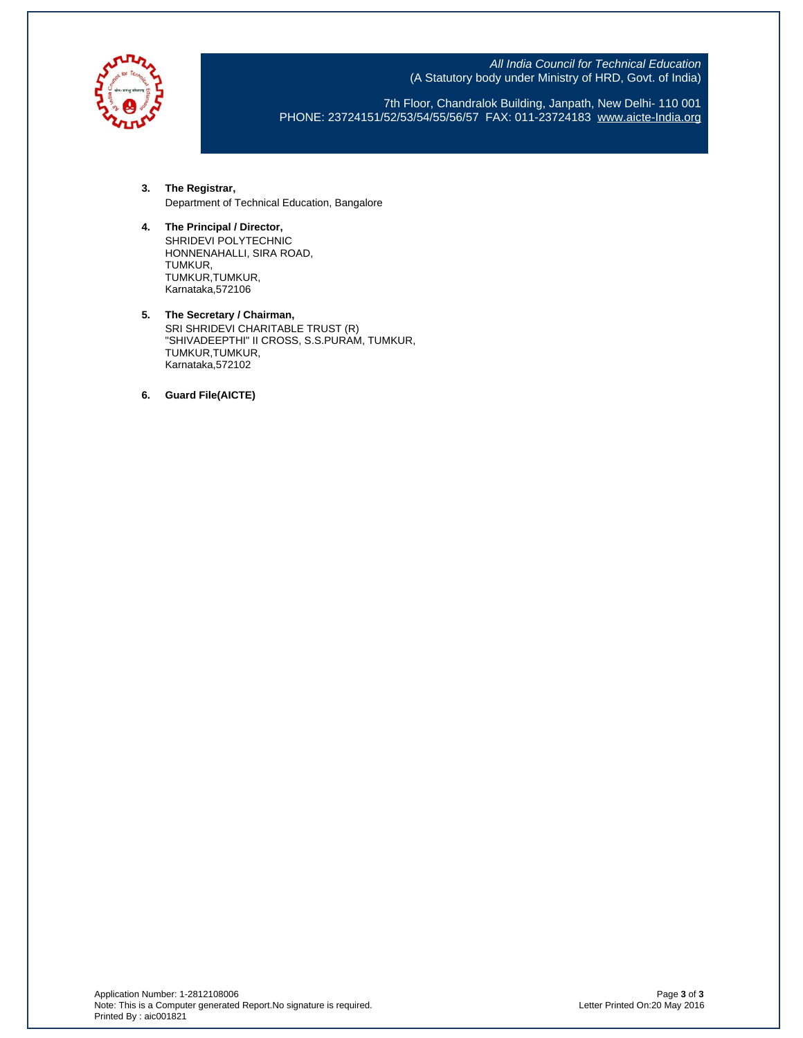*All India Council for Technical Education*
(A Statutory body under Ministry of HRD, Govt. of India)

7th Floor, Chandralok Building, Janpath, New Delhi- 110 001
PHONE: 23724151/52/53/54/55/56/57 FAX: 011-23724183 www.aicte-India.org

3. **The Registrar,**
   Department of Technical Education, Bangalore

4. **The Principal / Director,**
   SHRIDEVI POLYTECHNIC
   HONNENAHALLI, SIRA ROAD,
   TUMKUR,
   TUMKUR,TUMKUR,
   Karnataka,572106

5. **The Secretary / Chairman,**
   SRI SHRIDEVI CHARITABLE TRUST (R)
   "SHIVADEEPTHI" II CROSS, S.S.PURAM, TUMKUR,
   TUMKUR,TUMKUR,
   Karnataka,572102

6. **Guard File(AICTE)**

Application Number: 1-2812108006
Note: This is a Computer generated Report.No signature is required.
Printed By : aic001821

Letter Printed On:20 May 2016